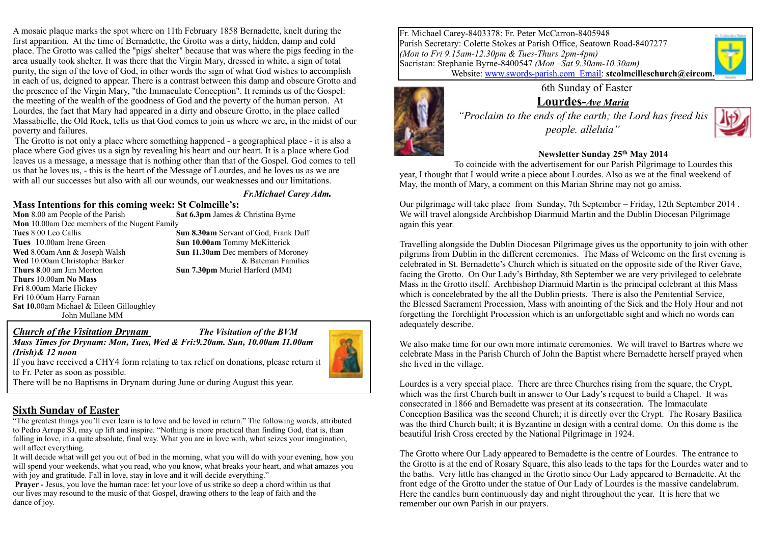A mosaic plaque marks the spot where on 11th February 1858 Bernadette, knelt during the first apparition. At the time of Bernadette, the Grotto was a dirty, hidden, damp and cold place. The Grotto was called the "pigs' shelter" because that was where the pigs feeding in the area usually took shelter. It was there that the Virgin Mary, dressed in white, a sign of total purity, the sign of the love of God, in other words the sign of what God wishes to accomplish in each of us, deigned to appear. There is a contrast between this damp and obscure Grotto and the presence of the Virgin Mary, "the Immaculate Conception". It reminds us of the Gospel: the meeting of the wealth of the goodness of God and the poverty of the human person. At Lourdes, the fact that Mary had appeared in a dirty and obscure Grotto, in the place called Massabielle, the Old Rock, tells us that God comes to join us where we are, in the midst of our poverty and failures.

The Grotto is not only a place where something happened - a geographical place - it is also a place where God gives us a sign by revealing his heart and our heart. It is a place where God leaves us a message, a message that is nothing other than that of the Gospel. God comes to tell us that he loves us, - this is the heart of the Message of Lourdes, and he loves us as we are with all our successes but also with all our wounds, our weaknesses and our limitations.

*Fr.Michael Carey Adm.*

## Mass Intentions for this coming week: St Colmcille's:

**Mon** 8.00 am People of the Parish
**Mon** 10.00am Dec members of the Nugent Family
**Tues** 8.00 Leo Callis
**Tues** 10.00am Irene Green
**Wed** 8.00am Ann & Joseph Walsh
**Wed** 10.00am Christopher Barker
**Thurs 8**.00 am Jim Morton
**Thurs** 10.00am **No Mass**
**Fri** 8.00am Marie Hickey
**Fri** 10.00am Harry Farnan
**Sat 10.**00am Michael & Eileen Gilloughley
John Mullane MM
**Sat 6.3pm** James & Christina Byrne
**Sun 8.30am** Servant of God, Frank Duff
**Sun 10.00am** Tommy McKitterick
**Sun 11.30am** Dec members of Moroney & Bateman Families
**Sun 7.30pm** Muriel Harford (MM)

***Church of the Visitation Drynam*** ***The Visitation of the BVM***

***Mass Times for Drynam: Mon, Tues, Wed & Fri:9.20am. Sun, 10.00am 11.00am (Irish)& 12 noon***

If you have received a CHY4 form relating to tax relief on donations, please return it to Fr. Peter as soon as possible.

There will be no Baptisms in Drynam during June or during August this year.

## Sixth Sunday of Easter

"The greatest things you'll ever learn is to love and be loved in return." The following words, attributed to Pedro Arrupe SJ, may up lift and inspire. "Nothing is more practical than finding God, that is, than falling in love, in a quite absolute, final way. What you are in love with, what seizes your imagination, will affect everything.

It will decide what will get you out of bed in the morning, what you will do with your evening, how you will spend your weekends, what you read, who you know, what breaks your heart, and what amazes you with joy and gratitude. Fall in love, stay in love and it will decide everything."

**Prayer -** Jesus, you love the human race: let your love of us strike so deep a chord within us that our lives may resound to the music of that Gospel, drawing others to the leap of faith and the dance of joy.

Fr. Michael Carey-8403378: Fr. Peter McCarron-8405948
Parish Secretary: Colette Stokes at Parish Office, Seatown Road-8407277
*(Mon to Fri 9.15am-12.30pm & Tues-Thurs 2pm-4pm)*
Sacristan: Stephanie Byrne-8400547 *(Mon –Sat 9.30am-10.30am)*
Website: www.swords-parish.com Email: **stcolmcilleschurch@eircom.**

6th Sunday of Easter

# Lourdes-*Ave Maria*

*"Proclaim to the ends of the earth; the Lord has freed his people. alleluia"*

**Newsletter Sunday 25th May 2014**

To coincide with the advertisement for our Parish Pilgrimage to Lourdes this year, I thought that I would write a piece about Lourdes. Also as we at the final weekend of May, the month of Mary, a comment on this Marian Shrine may not go amiss.

Our pilgrimage will take place from Sunday, 7th September – Friday, 12th September 2014 . We will travel alongside Archbishop Diarmuid Martin and the Dublin Diocesan Pilgrimage again this year.

Travelling alongside the Dublin Diocesan Pilgrimage gives us the opportunity to join with other pilgrims from Dublin in the different ceremonies. The Mass of Welcome on the first evening is celebrated in St. Bernadette's Church which is situated on the opposite side of the River Gave, facing the Grotto. On Our Lady's Birthday, 8th September we are very privileged to celebrate Mass in the Grotto itself. Archbishop Diarmuid Martin is the principal celebrant at this Mass which is concelebrated by the all the Dublin priests. There is also the Penitential Service, the Blessed Sacrament Procession, Mass with anointing of the Sick and the Holy Hour and not forgetting the Torchlight Procession which is an unforgettable sight and which no words can adequately describe.

We also make time for our own more intimate ceremonies. We will travel to Bartres where we celebrate Mass in the Parish Church of John the Baptist where Bernadette herself prayed when she lived in the village.

Lourdes is a very special place. There are three Churches rising from the square, the Crypt, which was the first Church built in answer to Our Lady's request to build a Chapel. It was consecrated in 1866 and Bernadette was present at its consecration. The Immaculate Conception Basilica was the second Church; it is directly over the Crypt. The Rosary Basilica was the third Church built; it is Byzantine in design with a central dome. On this dome is the beautiful Irish Cross erected by the National Pilgrimage in 1924.

The Grotto where Our Lady appeared to Bernadette is the centre of Lourdes. The entrance to the Grotto is at the end of Rosary Square, this also leads to the taps for the Lourdes water and to the baths. Very little has changed in the Grotto since Our Lady appeared to Bernadette. At the front edge of the Grotto under the statue of Our Lady of Lourdes is the massive candelabrum. Here the candles burn continuously day and night throughout the year. It is here that we remember our own Parish in our prayers.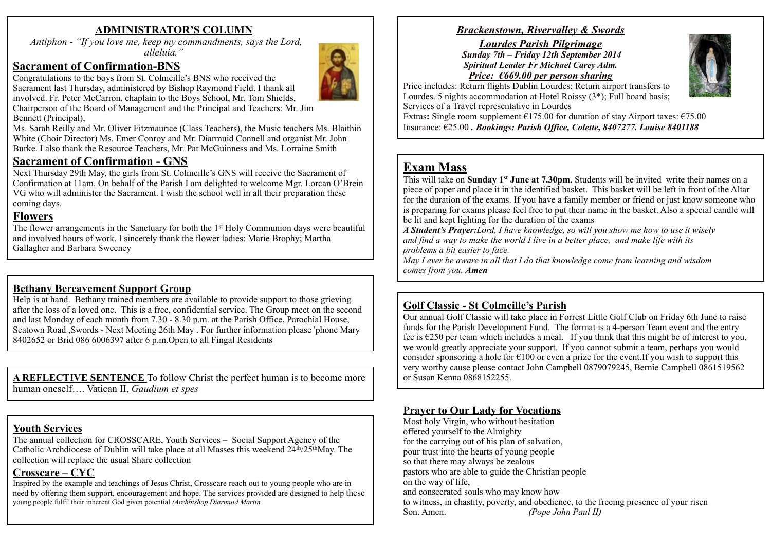## ADMINISTRATOR'S COLUMN

*Antiphon - "If you love me, keep my commandments, says the Lord, alleluia."*

## Sacrament of Confirmation-BNS

Congratulations to the boys from St. Colmcille's BNS who received the Sacrament last Thursday, administered by Bishop Raymond Field. I thank all involved. Fr. Peter McCarron, chaplain to the Boys School, Mr. Tom Shields, Chairperson of the Board of Management and the Principal and Teachers: Mr. Jim Bennett (Principal),

Ms. Sarah Reilly and Mr. Oliver Fitzmaurice (Class Teachers), the Music teachers Ms. Blaithin White (Choir Director) Ms. Emer Conroy and Mr. Diarmuid Connell and organist Mr. John Burke. I also thank the Resource Teachers, Mr. Pat McGuinness and Ms. Lorraine Smith

## Sacrament of Confirmation - GNS

Next Thursday 29th May, the girls from St. Colmcille's GNS will receive the Sacrament of Confirmation at 11am. On behalf of the Parish I am delighted to welcome Mgr. Lorcan O'Brein VG who will administer the Sacrament. I wish the school well in all their preparation these coming days.

## Flowers

The flower arrangements in the Sanctuary for both the 1st Holy Communion days were beautiful and involved hours of work. I sincerely thank the flower ladies: Marie Brophy; Martha Gallagher and Barbara Sweeney

## Bethany Bereavement Support Group

Help is at hand. Bethany trained members are available to provide support to those grieving after the loss of a loved one. This is a free, confidential service. The Group meet on the second and last Monday of each month from 7.30 - 8.30 p.m. at the Parish Office, Parochial House, Seatown Road ,Swords - Next Meeting 26th May . For further information please 'phone Mary 8402652 or Brid 086 6006397 after 6 p.m.Open to all Fingal Residents

**A REFLECTIVE SENTENCE** To follow Christ the perfect human is to become more human oneself…. Vatican II, *Gaudium et spes*

## Youth Services

The annual collection for CROSSCARE, Youth Services – Social Support Agency of the Catholic Archdiocese of Dublin will take place at all Masses this weekend 24th/25thMay. The collection will replace the usual Share collection

## Crosscare – CYC

Inspired by the example and teachings of Jesus Christ, Crosscare reach out to young people who are in need by offering them support, encouragement and hope. The services provided are designed to help these young people fulfil their inherent God given potential *(Archbishop Diarmuid Martin*

## *Brackenstown, Rivervalley & Swords*

## *Lourdes Parish Pilgrimage*

***Sunday 7th – Friday 12th September 2014***
***Spiritual Leader Fr Michael Carey Adm.***
***Price: €669.00 per person sharing***

Price includes: Return flights Dublin Lourdes; Return airport transfers to Lourdes. 5 nights accommodation at Hotel Roissy (3*); Full board basis; Services of a Travel representative in Lourdes

Extras**:** Single room supplement €175.00 for duration of stay Airport taxes: €75.00 Insurance: €25.00 **.** ***Bookings: Parish Office, Colette, 8407277. Louise 8401188***

## Exam Mass

This will take on **Sunday 1st June at 7.30pm**. Students will be invited write their names on a piece of paper and place it in the identified basket. This basket will be left in front of the Altar for the duration of the exams. If you have a family member or friend or just know someone who is preparing for exams please feel free to put their name in the basket. Also a special candle will be lit and kept lighting for the duration of the exams

***A Student's Prayer:****Lord, I have knowledge, so will you show me how to use it wisely and find a way to make the world I live in a better place, and make life with its problems a bit easier to face.*

*May I ever be aware in all that I do that knowledge come from learning and wisdom comes from you.* ***Amen***

## Golf Classic - St Colmcille's Parish

Our annual Golf Classic will take place in Forrest Little Golf Club on Friday 6th June to raise funds for the Parish Development Fund. The format is a 4-person Team event and the entry fee is €250 per team which includes a meal. If you think that this might be of interest to you, we would greatly appreciate your support. If you cannot submit a team, perhaps you would consider sponsoring a hole for €100 or even a prize for the event.If you wish to support this very worthy cause please contact John Campbell 0879079245, Bernie Campbell 0861519562 or Susan Kenna 0868152255.

## Prayer to Our Lady for Vocations

Most holy Virgin, who without hesitation
offered yourself to the Almighty
for the carrying out of his plan of salvation,
pour trust into the hearts of young people
so that there may always be zealous
pastors who are able to guide the Christian people
on the way of life,
and consecrated souls who may know how
to witness, in chastity, poverty, and obedience, to the freeing presence of your risen Son. Amen. *(Pope John Paul II)*